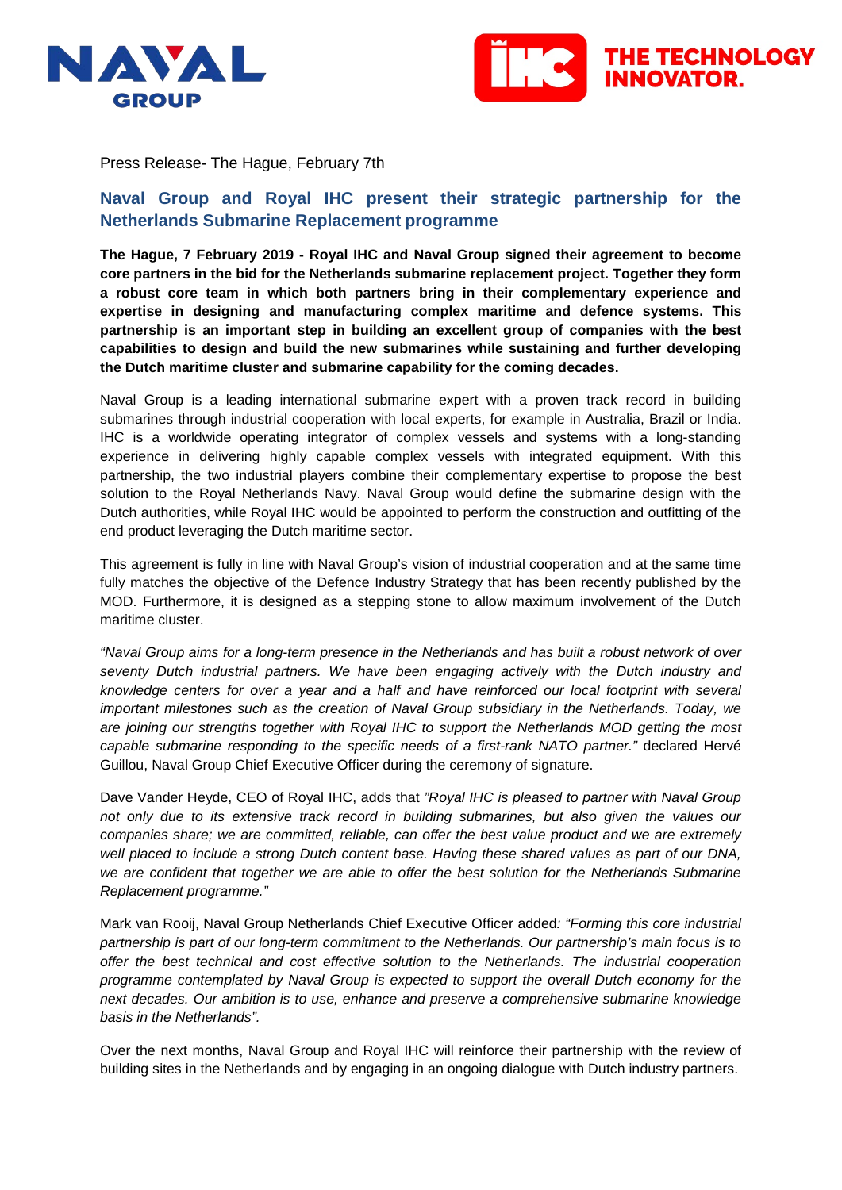Press Release- The Hague, February 7th

## Naval Group and Royal IHC present their strategic partnership for the Netherlands Submarine Replacement programme

**The Hague, 7 February 2019 - Royal IHC and Naval Group signed their agreement to become core partners in the bid for the Netherlands submarine replacement project. Together they form a robust core team in which both partners bring in their complementary experience and expertise in designing and manufacturing complex maritime and defence systems. This partnership is an important step in building an excellent group of companies with the best capabilities to design and build the new submarines while sustaining and further developing the Dutch maritime cluster and submarine capability for the coming decades.**

Naval Group is a leading international submarine expert with a proven track record in building submarines through industrial cooperation with local experts, for example in Australia, Brazil or India. IHC is a worldwide operating integrator of complex vessels and systems with a long-standing experience in delivering highly capable complex vessels with integrated equipment. With this partnership, the two industrial players combine their complementary expertise to propose the best solution to the Royal Netherlands Navy. Naval Group would define the submarine design with the Dutch authorities, while Royal IHC would be appointed to perform the construction and outfitting of the end product leveraging the Dutch maritime sector.

This agreement is fully in line with Naval Group's vision of industrial cooperation and at the same time fully matches the objective of the Defence Industry Strategy that has been recently published by the MOD. Furthermore, it is designed as a stepping stone to allow maximum involvement of the Dutch maritime cluster.

*"Naval Group aims for a long-term presence in the Netherlands and has built a robust network of over seventy Dutch industrial partners. We have been engaging actively with the Dutch industry and knowledge centers for over a year and a half and have reinforced our local footprint with several important milestones such as the creation of Naval Group subsidiary in the Netherlands. Today, we are joining our strengths together with Royal IHC to support the Netherlands MOD getting the most capable submarine responding to the specific needs of a first-rank NATO partner."* declared Hervé Guillou, Naval Group Chief Executive Officer during the ceremony of signature.

Dave Vander Heyde, CEO of Royal IHC, adds that *"Royal IHC is pleased to partner with Naval Group not only due to its extensive track record in building submarines, but also given the values our companies share; we are committed, reliable, can offer the best value product and we are extremely well placed to include a strong Dutch content base. Having these shared values as part of our DNA, we are confident that together we are able to offer the best solution for the Netherlands Submarine Replacement programme."*

Mark van Rooij, Naval Group Netherlands Chief Executive Officer added*: "Forming this core industrial partnership is part of our long-term commitment to the Netherlands. Our partnership's main focus is to offer the best technical and cost effective solution to the Netherlands. The industrial cooperation programme contemplated by Naval Group is expected to support the overall Dutch economy for the next decades. Our ambition is to use, enhance and preserve a comprehensive submarine knowledge basis in the Netherlands".*

Over the next months, Naval Group and Royal IHC will reinforce their partnership with the review of building sites in the Netherlands and by engaging in an ongoing dialogue with Dutch industry partners.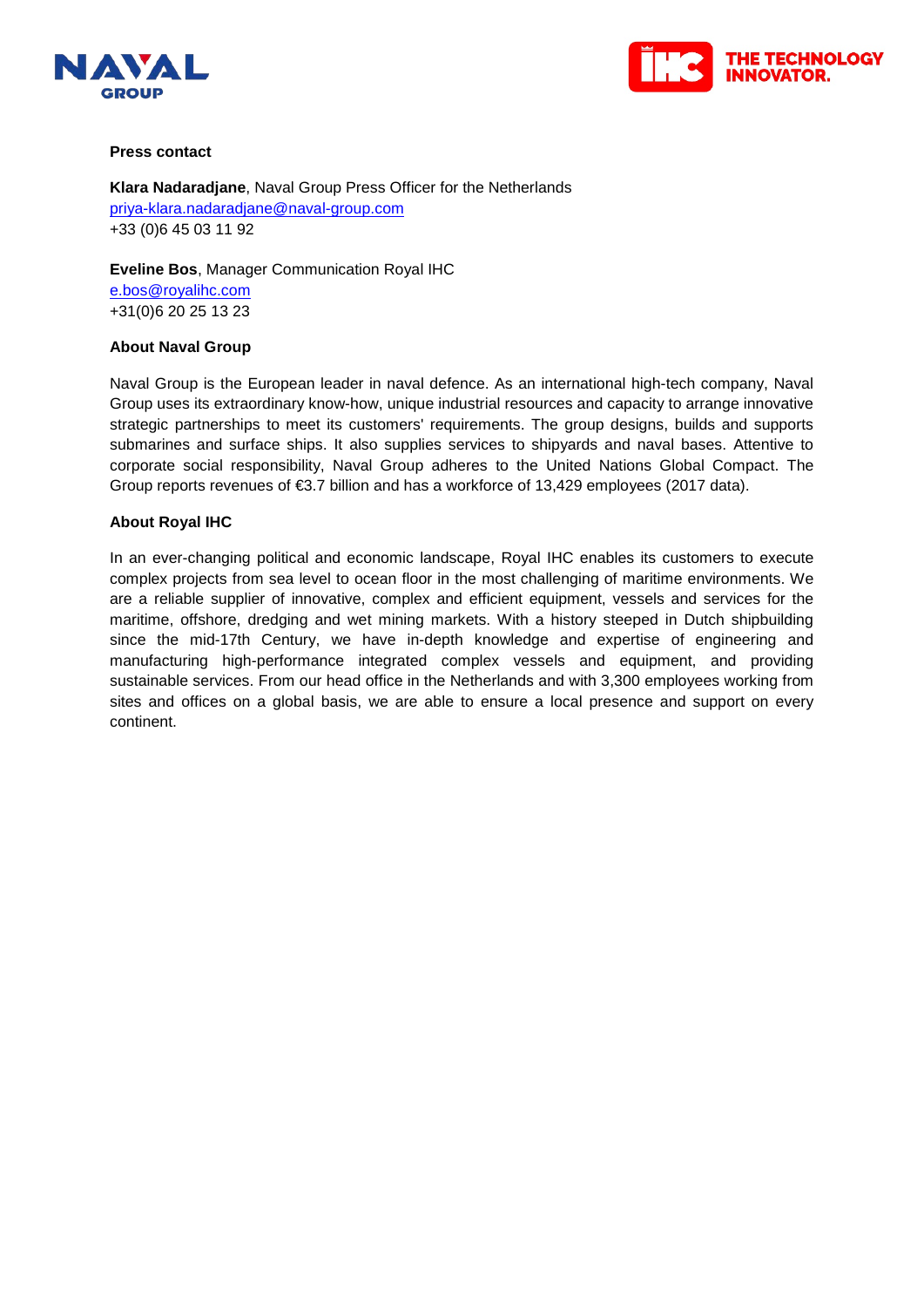**Press contact**

**Klara Nadaradjane**, Naval Group Press Officer for the Netherlands
priya-klara.nadaradjane@naval-group.com
+33 (0)6 45 03 11 92

**Eveline Bos**, Manager Communication Royal IHC
e.bos@royalihc.com
+31(0)6 20 25 13 23

**About Naval Group**

Naval Group is the European leader in naval defence. As an international high-tech company, Naval Group uses its extraordinary know-how, unique industrial resources and capacity to arrange innovative strategic partnerships to meet its customers' requirements. The group designs, builds and supports submarines and surface ships. It also supplies services to shipyards and naval bases. Attentive to corporate social responsibility, Naval Group adheres to the United Nations Global Compact. The Group reports revenues of €3.7 billion and has a workforce of 13,429 employees (2017 data).

**About Royal IHC**

In an ever-changing political and economic landscape, Royal IHC enables its customers to execute complex projects from sea level to ocean floor in the most challenging of maritime environments. We are a reliable supplier of innovative, complex and efficient equipment, vessels and services for the maritime, offshore, dredging and wet mining markets. With a history steeped in Dutch shipbuilding since the mid-17th Century, we have in-depth knowledge and expertise of engineering and manufacturing high-performance integrated complex vessels and equipment, and providing sustainable services. From our head office in the Netherlands and with 3,300 employees working from sites and offices on a global basis, we are able to ensure a local presence and support on every continent.